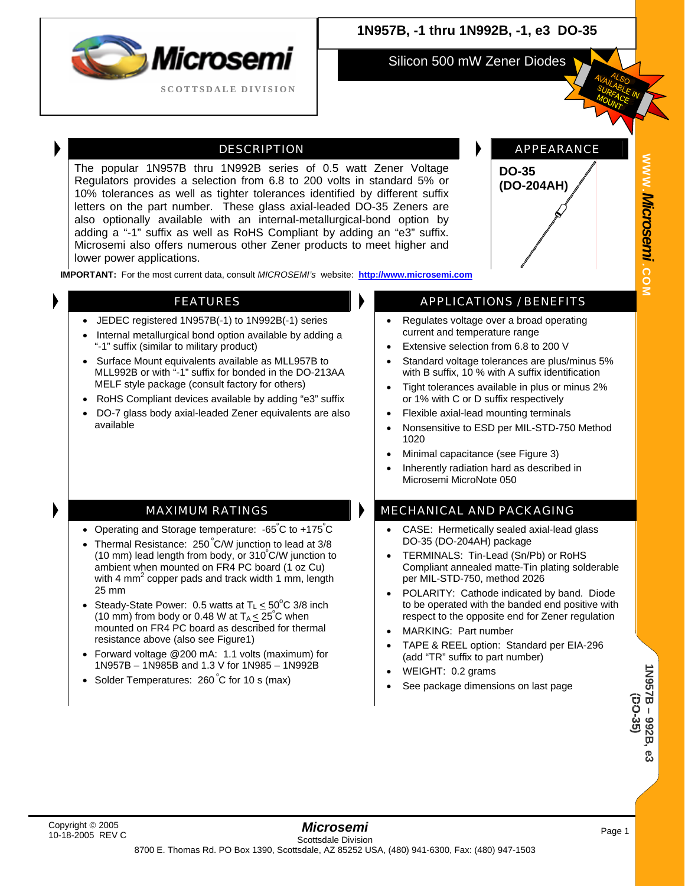# 1N957B, -1 thru 1N992B, -1, e3 DO-35

## Silicon 500 mW Zener Diodes

ALSO AVAILABLE IN SURFACE MOUNT

## DESCRIPTION

The popular 1N957B thru 1N992B series of 0.5 watt Zener Voltage Regulators provides a selection from 6.8 to 200 volts in standard 5% or 10% tolerances as well as tighter tolerances identified by different suffix letters on the part number. These glass axial-leaded DO-35 Zeners are also optionally available with an internal-metallurgical-bond option by adding a "-1" suffix as well as RoHS Compliant by adding an "e3" suffix. Microsemi also offers numerous other Zener products to meet higher and lower power applications.

**IMPORTANT:** For the most current data, consult *MICROSEMI's* website: **http://www.microsemi.com**

## APPEARANCE

**DO-35 (DO-204AH)**

## FEATURES

- JEDEC registered 1N957B(-1) to 1N992B(-1) series
- Internal metallurgical bond option available by adding a "-1" suffix (similar to military product)
- Surface Mount equivalents available as MLL957B to MLL992B or with "-1" suffix for bonded in the DO-213AA MELF style package (consult factory for others)
- RoHS Compliant devices available by adding "e3" suffix
- DO-7 glass body axial-leaded Zener equivalents are also available

## APPLICATIONS / BENEFITS

- Regulates voltage over a broad operating current and temperature range
- Extensive selection from 6.8 to 200 V
- Standard voltage tolerances are plus/minus 5% with B suffix, 10 % with A suffix identification
- Tight tolerances available in plus or minus 2% or 1% with C or D suffix respectively
- Flexible axial-lead mounting terminals
- Nonsensitive to ESD per MIL-STD-750 Method 1020
- Minimal capacitance (see Figure 3)
- Inherently radiation hard as described in Microsemi MicroNote 050

## MAXIMUM RATINGS

- Operating and Storage temperature: -65°C to +175°C
- Thermal Resistance: 250°C/W junction to lead at 3/8 (10 mm) lead length from body, or 310°C/W junction to ambient when mounted on FR4 PC board (1 oz Cu) with 4 mm$^2$ copper pads and track width 1 mm, length 25 mm
- Steady-State Power: 0.5 watts at $T_L \leq 50^{\circ}$C 3/8 inch (10 mm) from body or 0.48 W at $T_A \leq 25^{\circ}$C when mounted on FR4 PC board as described for thermal resistance above (also see Figure1)
- Forward voltage @200 mA: 1.1 volts (maximum) for 1N957B – 1N985B and 1.3 V for 1N985 – 1N992B
- Solder Temperatures: 260°C for 10 s (max)

## MECHANICAL AND PACKAGING

- CASE: Hermetically sealed axial-lead glass DO-35 (DO-204AH) package
- TERMINALS: Tin-Lead (Sn/Pb) or RoHS Compliant annealed matte-Tin plating solderable per MIL-STD-750, method 2026
- POLARITY: Cathode indicated by band. Diode to be operated with the banded end positive with respect to the opposite end for Zener regulation
- MARKING: Part number
- TAPE & REEL option: Standard per EIA-296 (add "TR" suffix to part number)
- WEIGHT: 0.2 grams
- See package dimensions on last page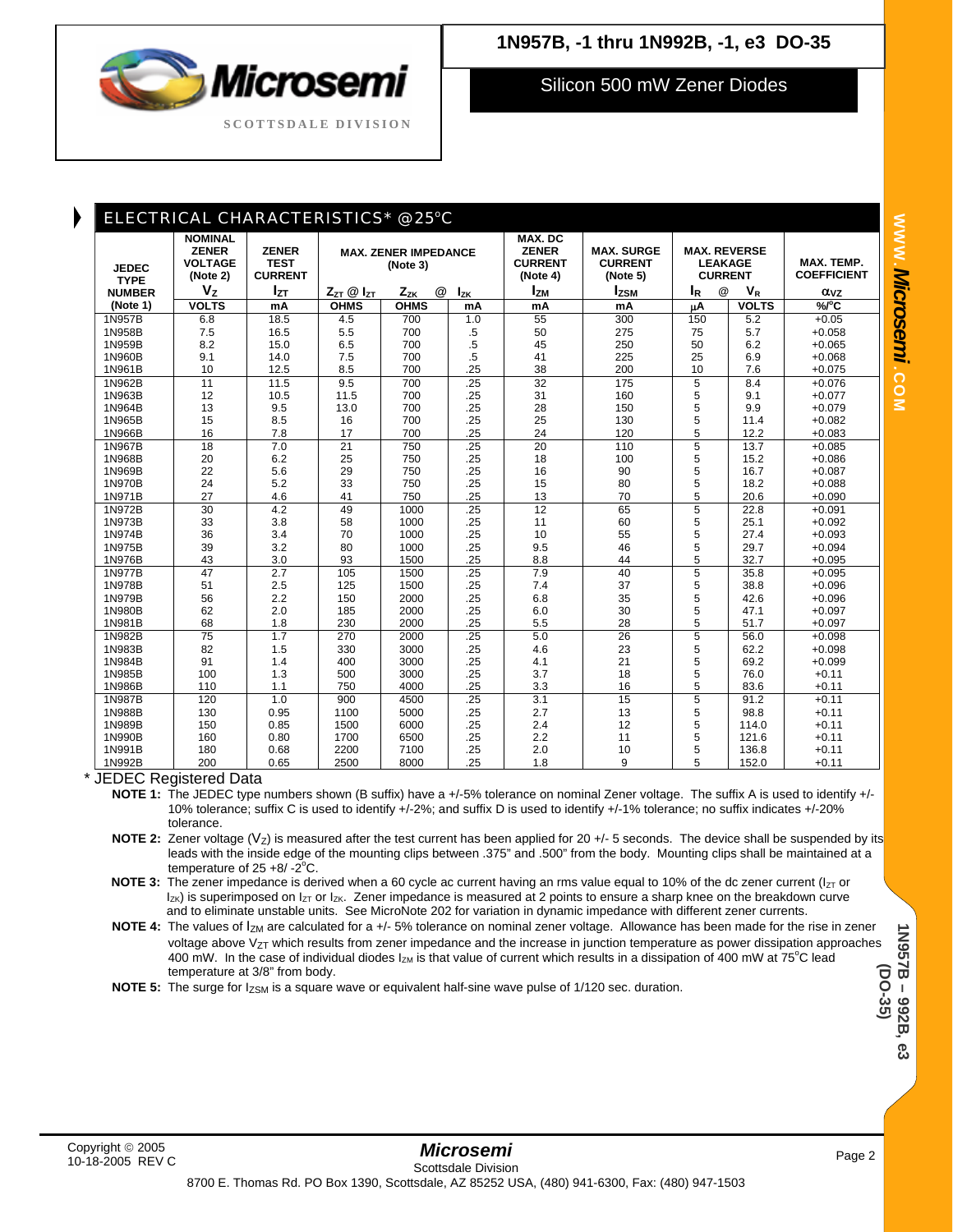# 1N957B, -1 thru 1N992B, -1, e3 DO-35

## Silicon 500 mW Zener Diodes

## ELECTRICAL CHARACTERISTICS* @25°C

| JEDEC TYPE NUMBER (Note 1) | NOMINAL ZENER VOLTAGE (Note 2) $V_Z$ VOLTS | ZENER TEST CURRENT $I_{ZT}$ mA | MAX. ZENER IMPEDANCE (Note 3) $Z_{ZT}$ @ $I_{ZT}$ OHMS | $Z_{ZK}$ @ OHMS | $I_{ZK}$ mA | MAX. DC ZENER CURRENT (Note 4) $I_{ZM}$ mA | MAX. SURGE CURRENT (Note 5) $I_{ZSM}$ mA | MAX. REVERSE LEAKAGE CURRENT $I_R$ @ μA | $V_R$ VOLTS | MAX. TEMP. COEFFICIENT $\alpha_{VZ}$ %/°C |
|---|---|---|---|---|---|---|---|---|---|---|
| 1N957B | 6.8 | 18.5 | 4.5 | 700 | 1.0 | 55 | 300 | 150 | 5.2 | +0.05 |
| 1N958B | 7.5 | 16.5 | 5.5 | 700 | .5 | 50 | 275 | 75 | 5.7 | +0.058 |
| 1N959B | 8.2 | 15.0 | 6.5 | 700 | .5 | 45 | 250 | 50 | 6.2 | +0.065 |
| 1N960B | 9.1 | 14.0 | 7.5 | 700 | .5 | 41 | 225 | 25 | 6.9 | +0.068 |
| 1N961B | 10 | 12.5 | 8.5 | 700 | .25 | 38 | 200 | 10 | 7.6 | +0.075 |
| 1N962B | 11 | 11.5 | 9.5 | 700 | .25 | 32 | 175 | 5 | 8.4 | +0.076 |
| 1N963B | 12 | 10.5 | 11.5 | 700 | .25 | 31 | 160 | 5 | 9.1 | +0.077 |
| 1N964B | 13 | 9.5 | 13.0 | 700 | .25 | 28 | 150 | 5 | 9.9 | +0.079 |
| 1N965B | 15 | 8.5 | 16 | 700 | .25 | 25 | 130 | 5 | 11.4 | +0.082 |
| 1N966B | 16 | 7.8 | 17 | 700 | .25 | 24 | 120 | 5 | 12.2 | +0.083 |
| 1N967B | 18 | 7.0 | 21 | 750 | .25 | 20 | 110 | 5 | 13.7 | +0.085 |
| 1N968B | 20 | 6.2 | 25 | 750 | .25 | 18 | 100 | 5 | 15.2 | +0.086 |
| 1N969B | 22 | 5.6 | 29 | 750 | .25 | 16 | 90 | 5 | 16.7 | +0.087 |
| 1N970B | 24 | 5.2 | 33 | 750 | .25 | 15 | 80 | 5 | 18.2 | +0.088 |
| 1N971B | 27 | 4.6 | 41 | 750 | .25 | 13 | 70 | 5 | 20.6 | +0.090 |
| 1N972B | 30 | 4.2 | 49 | 1000 | .25 | 12 | 65 | 5 | 22.8 | +0.091 |
| 1N973B | 33 | 3.8 | 58 | 1000 | .25 | 11 | 60 | 5 | 25.1 | +0.092 |
| 1N974B | 36 | 3.4 | 70 | 1000 | .25 | 10 | 55 | 5 | 27.4 | +0.093 |
| 1N975B | 39 | 3.2 | 80 | 1000 | .25 | 9.5 | 46 | 5 | 29.7 | +0.094 |
| 1N976B | 43 | 3.0 | 93 | 1500 | .25 | 8.8 | 44 | 5 | 32.7 | +0.095 |
| 1N977B | 47 | 2.7 | 105 | 1500 | .25 | 7.9 | 40 | 5 | 35.8 | +0.095 |
| 1N978B | 51 | 2.5 | 125 | 1500 | .25 | 7.4 | 37 | 5 | 38.8 | +0.096 |
| 1N979B | 56 | 2.2 | 150 | 2000 | .25 | 6.8 | 35 | 5 | 42.6 | +0.096 |
| 1N980B | 62 | 2.0 | 185 | 2000 | .25 | 6.0 | 30 | 5 | 47.1 | +0.097 |
| 1N981B | 68 | 1.8 | 230 | 2000 | .25 | 5.5 | 28 | 5 | 51.7 | +0.097 |
| 1N982B | 75 | 1.7 | 270 | 2000 | .25 | 5.0 | 26 | 5 | 56.0 | +0.098 |
| 1N983B | 82 | 1.5 | 330 | 3000 | .25 | 4.6 | 23 | 5 | 62.2 | +0.098 |
| 1N984B | 91 | 1.4 | 400 | 3000 | .25 | 4.1 | 21 | 5 | 69.2 | +0.099 |
| 1N985B | 100 | 1.3 | 500 | 3000 | .25 | 3.7 | 18 | 5 | 76.0 | +0.11 |
| 1N986B | 110 | 1.1 | 750 | 4000 | .25 | 3.3 | 16 | 5 | 83.6 | +0.11 |
| 1N987B | 120 | 1.0 | 900 | 4500 | .25 | 3.1 | 15 | 5 | 91.2 | +0.11 |
| 1N988B | 130 | 0.95 | 1100 | 5000 | .25 | 2.7 | 13 | 5 | 98.8 | +0.11 |
| 1N989B | 150 | 0.85 | 1500 | 6000 | .25 | 2.4 | 12 | 5 | 114.0 | +0.11 |
| 1N990B | 160 | 0.80 | 1700 | 6500 | .25 | 2.2 | 11 | 5 | 121.6 | +0.11 |
| 1N991B | 180 | 0.68 | 2200 | 7100 | .25 | 2.0 | 10 | 5 | 136.8 | +0.11 |
| 1N992B | 200 | 0.65 | 2500 | 8000 | .25 | 1.8 | 9 | 5 | 152.0 | +0.11 |

\* JEDEC Registered Data

**NOTE 1:** The JEDEC type numbers shown (B suffix) have a +/-5% tolerance on nominal Zener voltage. The suffix A is used to identify +/-10% tolerance; suffix C is used to identify +/-2%; and suffix D is used to identify +/-1% tolerance; no suffix indicates +/-20% tolerance.

**NOTE 2:** Zener voltage ($V_Z$) is measured after the test current has been applied for 20 +/- 5 seconds. The device shall be suspended by its leads with the inside edge of the mounting clips between .375" and .500" from the body. Mounting clips shall be maintained at a temperature of 25 +8/ -2°C.

**NOTE 3:** The zener impedance is derived when a 60 cycle ac current having an rms value equal to 10% of the dc zener current ($I_{ZT}$ or $I_{ZK}$) is superimposed on $I_{ZT}$ or $I_{ZK}$. Zener impedance is measured at 2 points to ensure a sharp knee on the breakdown curve and to eliminate unstable units. See MicroNote 202 for variation in dynamic impedance with different zener currents.

**NOTE 4:** The values of $I_{ZM}$ are calculated for a +/- 5% tolerance on nominal zener voltage. Allowance has been made for the rise in zener voltage above $V_{ZT}$ which results from zener impedance and the increase in junction temperature as power dissipation approaches 400 mW. In the case of individual diodes $I_{ZM}$ is that value of current which results in a dissipation of 400 mW at 75°C lead temperature at 3/8" from body.

**NOTE 5:** The surge for $I_{ZSM}$ is a square wave or equivalent half-sine wave pulse of 1/120 sec. duration.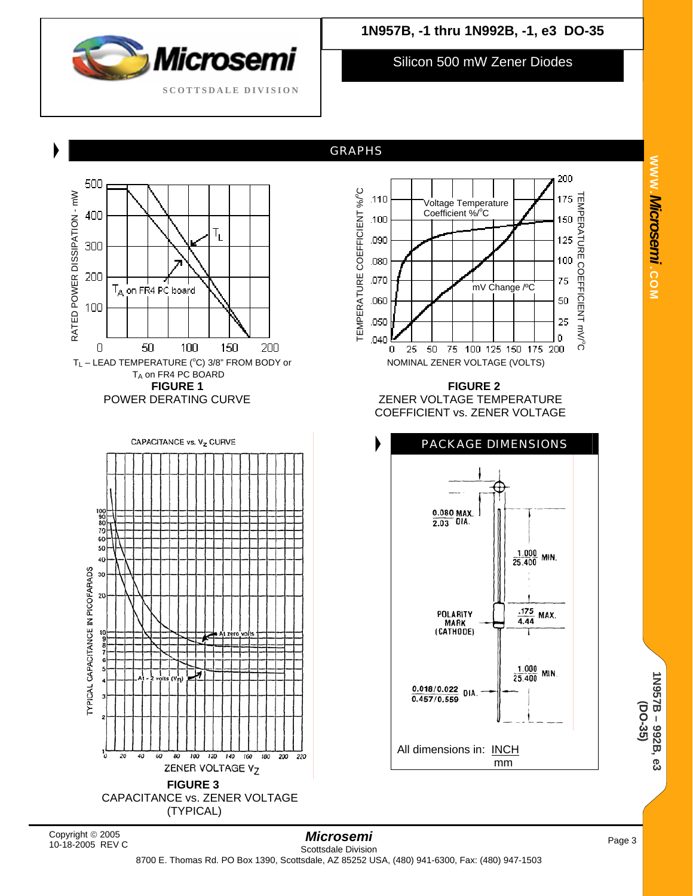## GRAPHS

RATED POWER DISSIPATION - mW

500
400
300
200
100
0

0 50 100 150 200

$T_L$

$T_A$ on FR4 PC board

$T_L$ – LEAD TEMPERATURE (°C) 3/8" FROM BODY or $T_A$ on FR4 PC BOARD

**FIGURE 1**
POWER DERATING CURVE

TEMPERATURE COEFFICIENT %/°C

Voltage Temperature Coefficient %/°C

mV Change /°C

TEMPERATURE COEFFICIENT mV/°C

NOMINAL ZENER VOLTAGE (VOLTS)

**FIGURE 2**
ZENER VOLTAGE TEMPERATURE COEFFICIENT vs. ZENER VOLTAGE

CAPACITANCE vs. $V_Z$ CURVE

TYPICAL CAPACITANCE IN PICOFARADS

At zero volts

At - 2 volts ($V_R$)

ZENER VOLTAGE $V_Z$

**FIGURE 3**
CAPACITANCE vs. ZENER VOLTAGE (TYPICAL)

## PACKAGE DIMENSIONS

0.080 MAX. DIA.
2.03

1.000 MIN.
25.400

POLARITY MARK (CATHODE)

.175 MAX.
4.44

1.000 MIN.
25.400

0.018/0.022 DIA.
0.457/0.559

All dimensions in: INCH
mm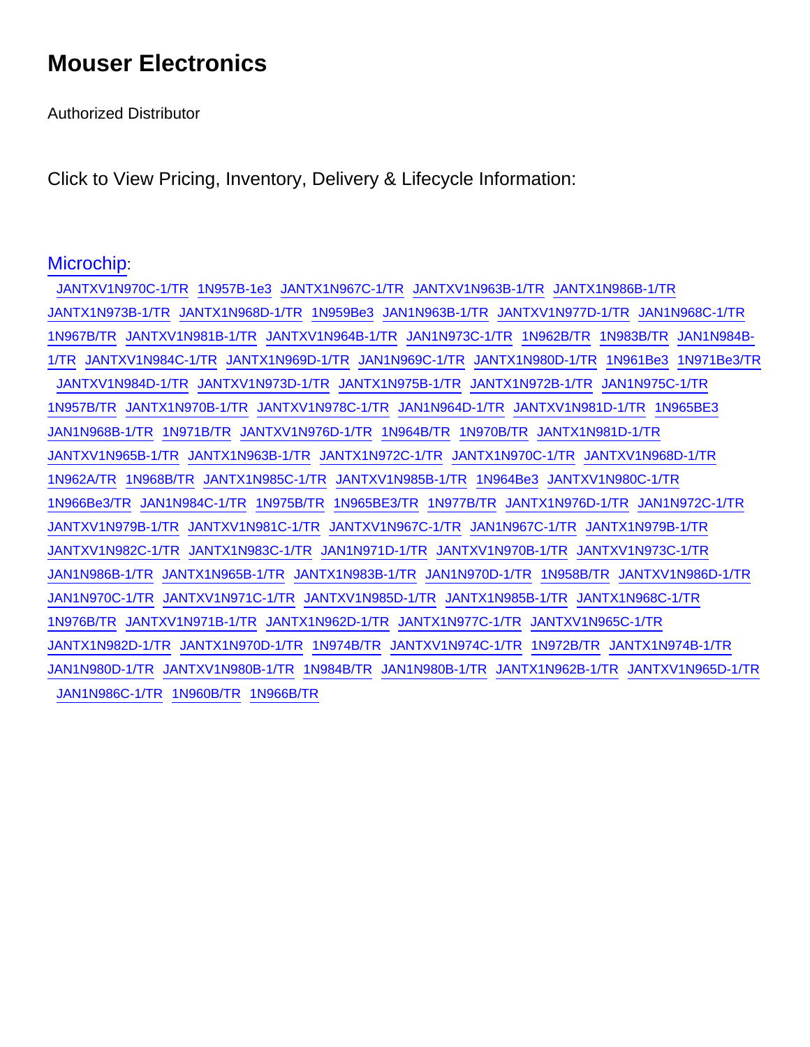# Mouser Electronics

Authorized Distributor

Click to View Pricing, Inventory, Delivery & Lifecycle Information:

Microchip:

JANTXV1N970C-1/TR 1N957B-1e3 JANTX1N967C-1/TR JANTXV1N963B-1/TR JANTX1N986B-1/TR JANTX1N973B-1/TR JANTX1N968D-1/TR 1N959Be3 JAN1N963B-1/TR JANTXV1N977D-1/TR JAN1N968C-1/TR 1N967B/TR JANTXV1N981B-1/TR JANTXV1N964B-1/TR JAN1N973C-1/TR 1N962B/TR 1N983B/TR JAN1N984B-1/TR JANTXV1N984C-1/TR JANTX1N969D-1/TR JAN1N969C-1/TR JANTX1N980D-1/TR 1N961Be3 1N971Be3/TR JANTXV1N984D-1/TR JANTXV1N973D-1/TR JANTX1N975B-1/TR JANTX1N972B-1/TR JAN1N975C-1/TR 1N957B/TR JANTX1N970B-1/TR JANTXV1N978C-1/TR JAN1N964D-1/TR JANTXV1N981D-1/TR 1N965BE3 JAN1N968B-1/TR 1N971B/TR JANTXV1N976D-1/TR 1N964B/TR 1N970B/TR JANTX1N981D-1/TR JANTXV1N965B-1/TR JANTX1N963B-1/TR JANTX1N972C-1/TR JANTX1N970C-1/TR JANTXV1N968D-1/TR 1N962A/TR 1N968B/TR JANTX1N985C-1/TR JANTXV1N985B-1/TR 1N964Be3 JANTXV1N980C-1/TR 1N966Be3/TR JAN1N984C-1/TR 1N975B/TR 1N965BE3/TR 1N977B/TR JANTX1N976D-1/TR JAN1N972C-1/TR JANTXV1N979B-1/TR JANTXV1N981C-1/TR JANTXV1N967C-1/TR JAN1N967C-1/TR JANTX1N979B-1/TR JANTXV1N982C-1/TR JANTX1N983C-1/TR JAN1N971D-1/TR JANTXV1N970B-1/TR JANTXV1N973C-1/TR JAN1N986B-1/TR JANTX1N965B-1/TR JANTX1N983B-1/TR JAN1N970D-1/TR 1N958B/TR JANTXV1N986D-1/TR JAN1N970C-1/TR JANTXV1N971C-1/TR JANTXV1N985D-1/TR JANTX1N985B-1/TR JANTX1N968C-1/TR 1N976B/TR JANTXV1N971B-1/TR JANTX1N962D-1/TR JANTX1N977C-1/TR JANTXV1N965C-1/TR JANTX1N982D-1/TR JANTX1N970D-1/TR 1N974B/TR JANTXV1N974C-1/TR 1N972B/TR JANTX1N974B-1/TR JAN1N980D-1/TR JANTXV1N980B-1/TR 1N984B/TR JAN1N980B-1/TR JANTX1N962B-1/TR JANTXV1N965D-1/TR JAN1N986C-1/TR 1N960B/TR 1N966B/TR